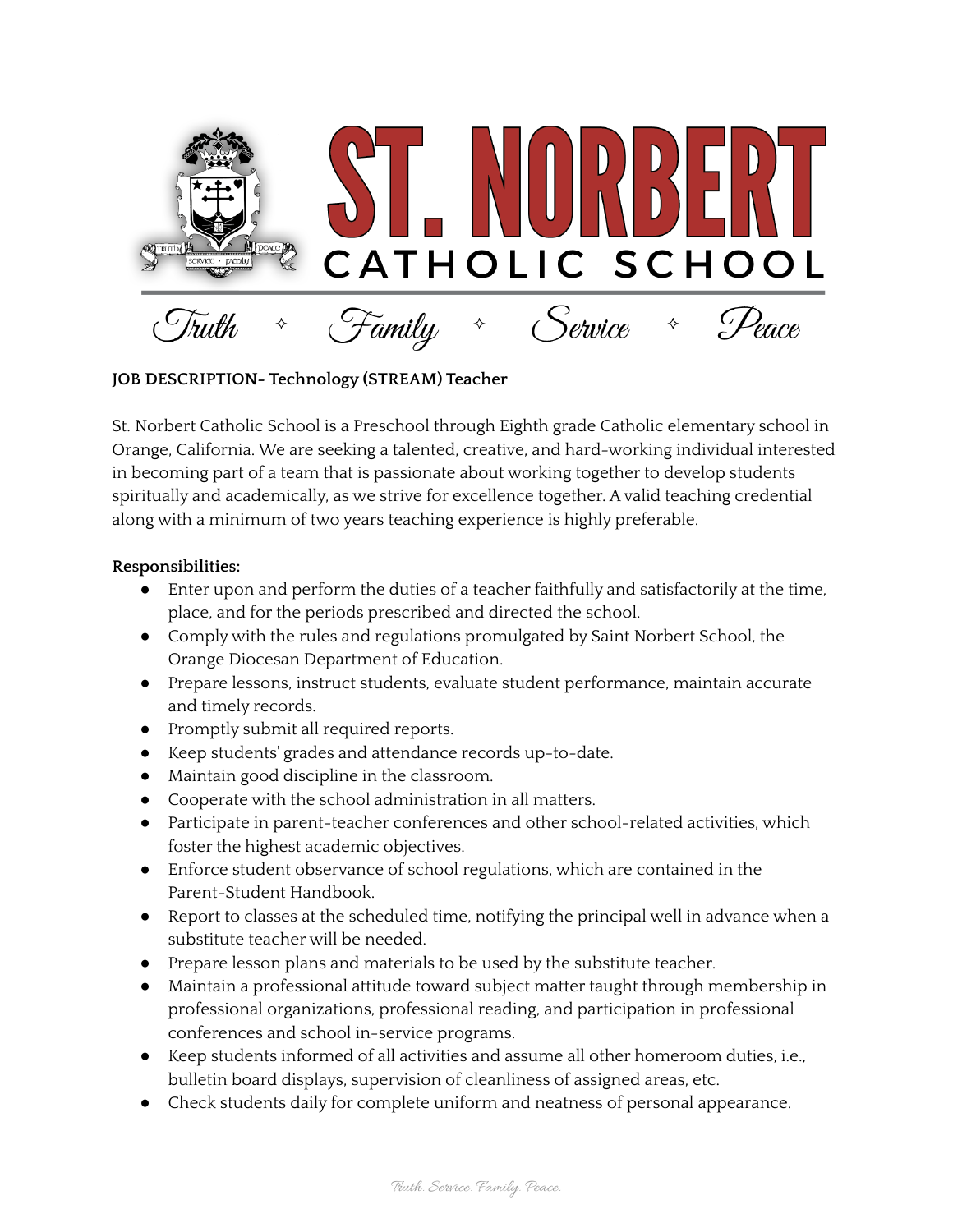# ST. NORBERT CATHOLIC SCHOOL

*Truth ✧ Family ✧ Service ✧ Peace*

**JOB DESCRIPTION- Technology (STREAM) Teacher**

St. Norbert Catholic School is a Preschool through Eighth grade Catholic elementary school in Orange, California. We are seeking a talented, creative, and hard-working individual interested in becoming part of a team that is passionate about working together to develop students spiritually and academically, as we strive for excellence together. A valid teaching credential along with a minimum of two years teaching experience is highly preferable.

**Responsibilities:**

- Enter upon and perform the duties of a teacher faithfully and satisfactorily at the time, place, and for the periods prescribed and directed the school.
- Comply with the rules and regulations promulgated by Saint Norbert School, the Orange Diocesan Department of Education.
- Prepare lessons, instruct students, evaluate student performance, maintain accurate and timely records.
- Promptly submit all required reports.
- Keep students' grades and attendance records up-to-date.
- Maintain good discipline in the classroom.
- Cooperate with the school administration in all matters.
- Participate in parent-teacher conferences and other school-related activities, which foster the highest academic objectives.
- Enforce student observance of school regulations, which are contained in the Parent-Student Handbook.
- Report to classes at the scheduled time, notifying the principal well in advance when a substitute teacher will be needed.
- Prepare lesson plans and materials to be used by the substitute teacher.
- Maintain a professional attitude toward subject matter taught through membership in professional organizations, professional reading, and participation in professional conferences and school in-service programs.
- Keep students informed of all activities and assume all other homeroom duties, i.e., bulletin board displays, supervision of cleanliness of assigned areas, etc.
- Check students daily for complete uniform and neatness of personal appearance.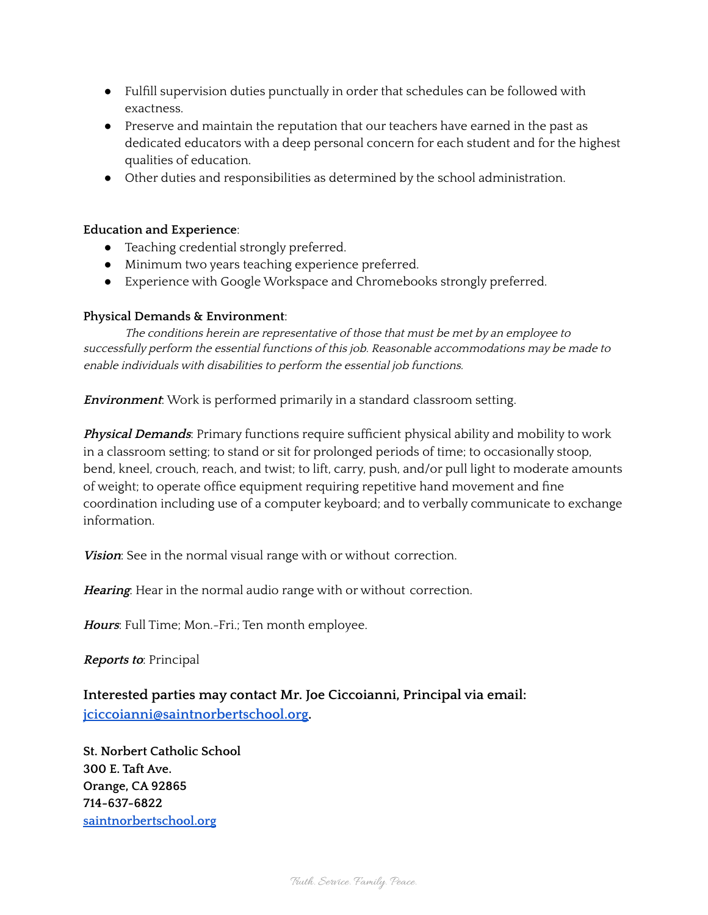- Fulfill supervision duties punctually in order that schedules can be followed with exactness.
- Preserve and maintain the reputation that our teachers have earned in the past as dedicated educators with a deep personal concern for each student and for the highest qualities of education.
- Other duties and responsibilities as determined by the school administration.

**Education and Experience**:

- Teaching credential strongly preferred.
- Minimum two years teaching experience preferred.
- Experience with Google Workspace and Chromebooks strongly preferred.

**Physical Demands & Environment**:

*The conditions herein are representative of those that must be met by an employee to successfully perform the essential functions of this job. Reasonable accommodations may be made to enable individuals with disabilities to perform the essential job functions.*

***Environment***: Work is performed primarily in a standard classroom setting.

***Physical Demands***: Primary functions require sufficient physical ability and mobility to work in a classroom setting; to stand or sit for prolonged periods of time; to occasionally stoop, bend, kneel, crouch, reach, and twist; to lift, carry, push, and/or pull light to moderate amounts of weight; to operate office equipment requiring repetitive hand movement and fine coordination including use of a computer keyboard; and to verbally communicate to exchange information.

***Vision***: See in the normal visual range with or without correction.

***Hearing***: Hear in the normal audio range with or without correction.

***Hours***: Full Time; Mon.-Fri.; Ten month employee.

***Reports to***: Principal

**Interested parties may contact Mr. Joe Ciccoianni, Principal via email: [jciccoianni@saintnorbertschool.org](mailto:jciccoianni@saintnorbertschool.org).**

**St. Norbert Catholic School**
**300 E. Taft Ave.**
**Orange, CA 92865**
**714-637-6822**
[saintnorbertschool.org](http://saintnorbertschool.org)

*Truth. Service. Family. Peace.*